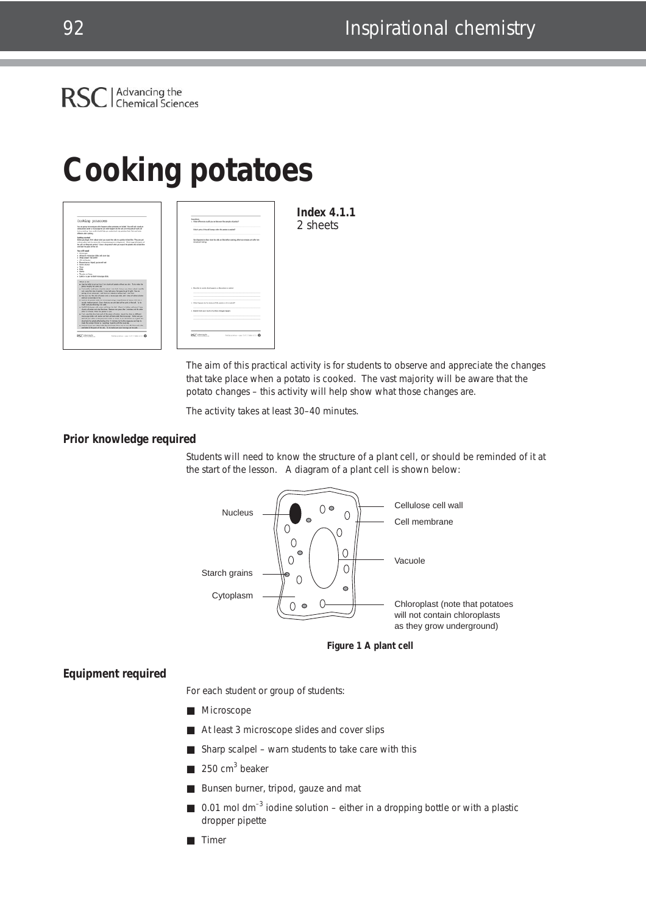# Cooking potatoes

**Index 4.1.1**
2 sheets

The aim of this practical activity is for students to observe and appreciate the changes that take place when a potato is cooked. The vast majority will be aware that the potato changes – this activity will help show what those changes are.

The activity takes at least 30–40 minutes.

### Prior knowledge required

Students will need to know the structure of a plant cell, or should be reminded of it at the start of the lesson. A diagram of a plant cell is shown below:

Nucleus

Starch grains

Cytoplasm

Cellulose cell wall

Cell membrane

Vacuole

Chloroplast (note that potatoes will not contain chloroplasts as they grow underground)

**Figure 1 A plant cell**

### Equipment required

For each student or group of students:

- Microscope
- At least 3 microscope slides and cover slips
- Sharp scalpel – warn students to take care with this
- 250 $cm^3$ beaker
- Bunsen burner, tripod, gauze and mat
- 0.01 mol $dm^{-3}$ iodine solution – either in a dropping bottle or with a plastic dropper pipette
- Timer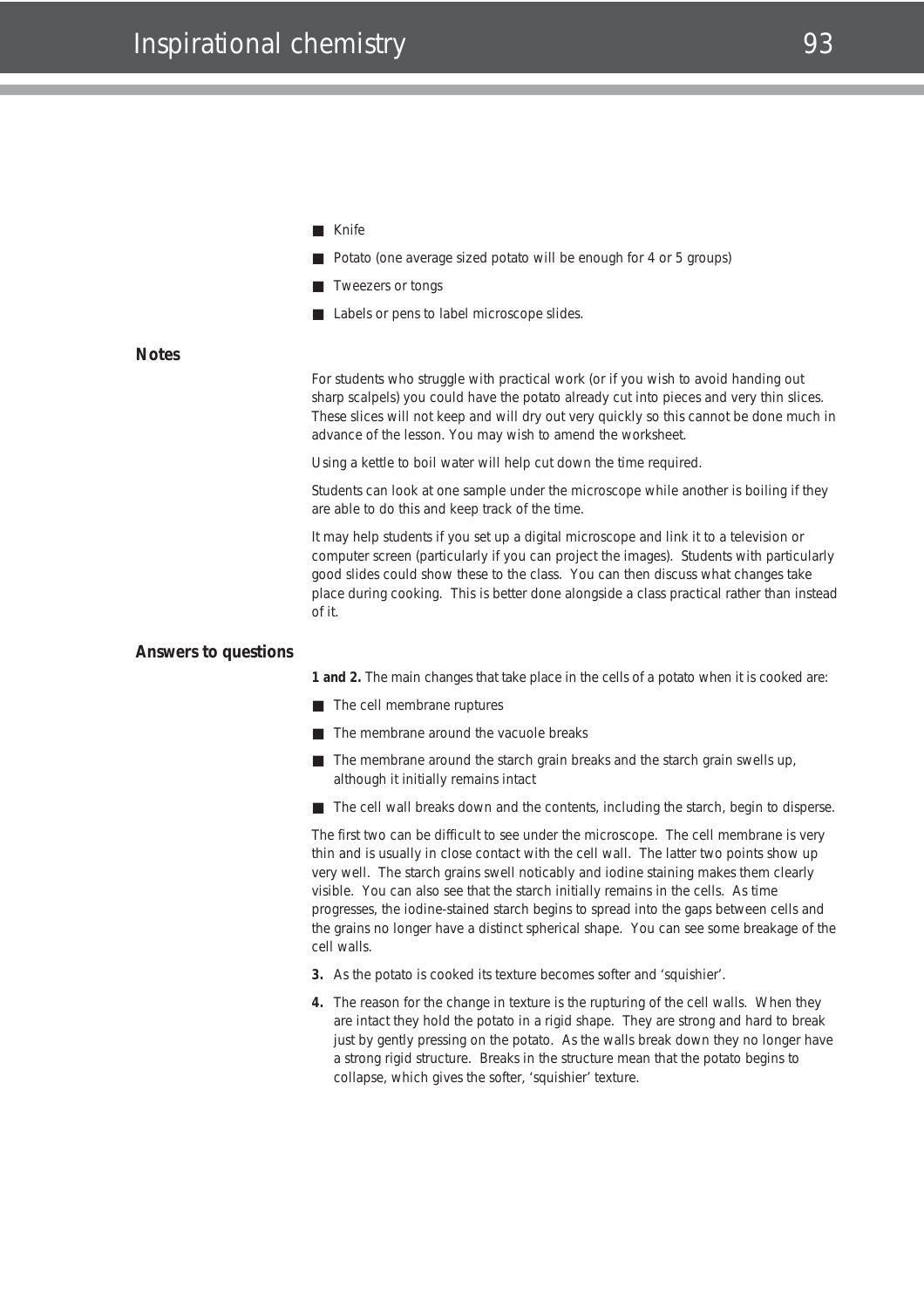- Knife
- Potato (one average sized potato will be enough for 4 or 5 groups)
- Tweezers or tongs
- Labels or pens to label microscope slides.

## Notes

For students who struggle with practical work (or if you wish to avoid handing out sharp scalpels) you could have the potato already cut into pieces and very thin slices. These slices will not keep and will dry out very quickly so this cannot be done much in advance of the lesson. You may wish to amend the worksheet.

Using a kettle to boil water will help cut down the time required.

Students can look at one sample under the microscope while another is boiling if they are able to do this and keep track of the time.

It may help students if you set up a digital microscope and link it to a television or computer screen (particularly if you can project the images). Students with particularly good slides could show these to the class. You can then discuss what changes take place during cooking. This is better done alongside a class practical rather than instead of it.

## Answers to questions

**1 and 2.** The main changes that take place in the cells of a potato when it is cooked are:

- The cell membrane ruptures
- The membrane around the vacuole breaks
- The membrane around the starch grain breaks and the starch grain swells up, although it initially remains intact
- The cell wall breaks down and the contents, including the starch, begin to disperse.

The first two can be difficult to see under the microscope. The cell membrane is very thin and is usually in close contact with the cell wall. The latter two points show up very well. The starch grains swell noticably and iodine staining makes them clearly visible. You can also see that the starch initially remains in the cells. As time progresses, the iodine-stained starch begins to spread into the gaps between cells and the grains no longer have a distinct spherical shape. You can see some breakage of the cell walls.

**3.** As the potato is cooked its texture becomes softer and 'squishier'.

**4.** The reason for the change in texture is the rupturing of the cell walls. When they are intact they hold the potato in a rigid shape. They are strong and hard to break just by gently pressing on the potato. As the walls break down they no longer have a strong rigid structure. Breaks in the structure mean that the potato begins to collapse, which gives the softer, 'squishier' texture.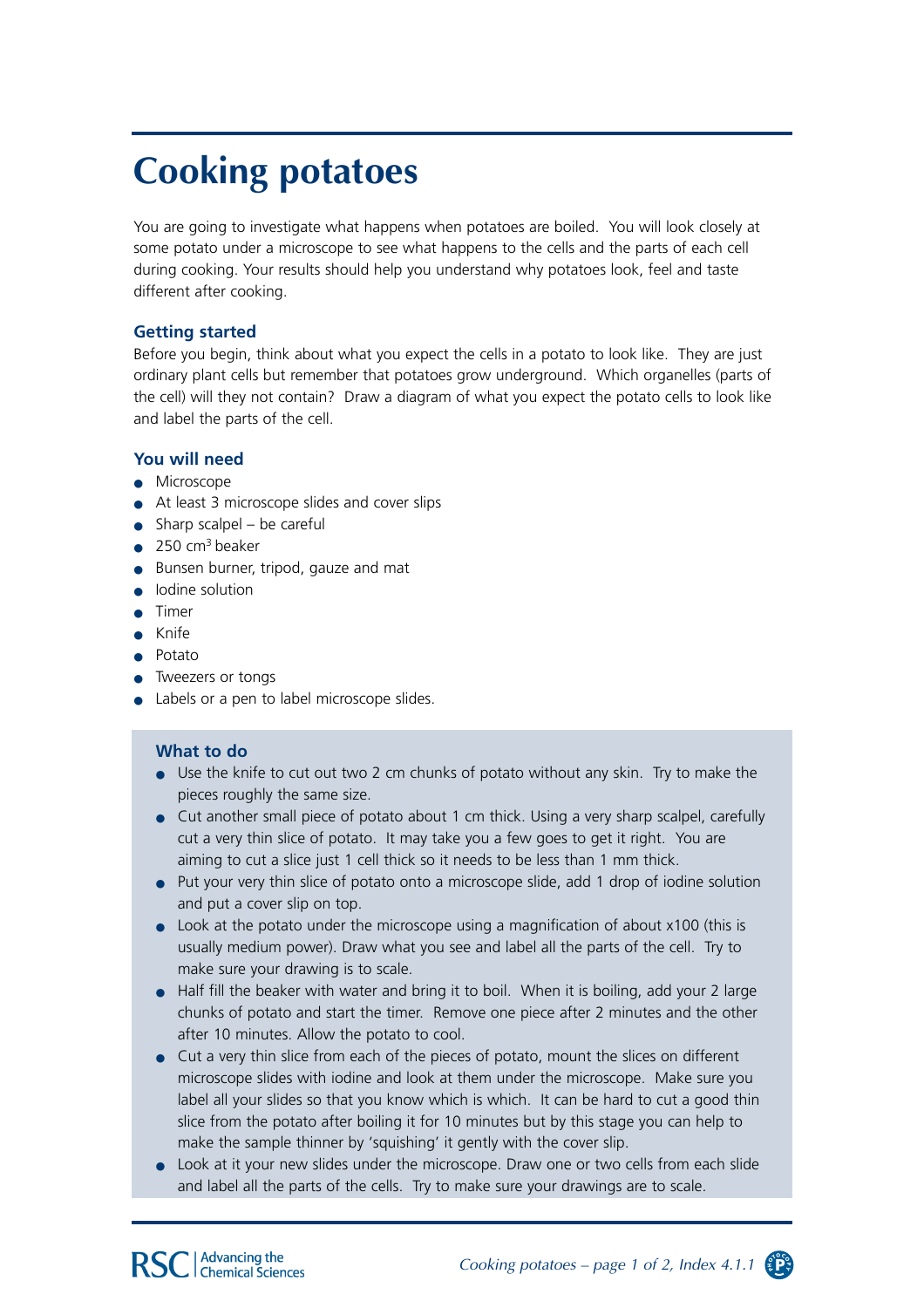# Cooking potatoes

You are going to investigate what happens when potatoes are boiled. You will look closely at some potato under a microscope to see what happens to the cells and the parts of each cell during cooking. Your results should help you understand why potatoes look, feel and taste different after cooking.

### Getting started

Before you begin, think about what you expect the cells in a potato to look like. They are just ordinary plant cells but remember that potatoes grow underground. Which organelles (parts of the cell) will they not contain? Draw a diagram of what you expect the potato cells to look like and label the parts of the cell.

### You will need

- Microscope
- At least 3 microscope slides and cover slips
- Sharp scalpel – be careful
- 250 $cm^3$ beaker
- Bunsen burner, tripod, gauze and mat
- Iodine solution
- Timer
- Knife
- Potato
- Tweezers or tongs
- Labels or a pen to label microscope slides.

### What to do

- Use the knife to cut out two 2 cm chunks of potato without any skin. Try to make the pieces roughly the same size.
- Cut another small piece of potato about 1 cm thick. Using a very sharp scalpel, carefully cut a very thin slice of potato. It may take you a few goes to get it right. You are aiming to cut a slice just 1 cell thick so it needs to be less than 1 mm thick.
- Put your very thin slice of potato onto a microscope slide, add 1 drop of iodine solution and put a cover slip on top.
- Look at the potato under the microscope using a magnification of about x100 (this is usually medium power). Draw what you see and label all the parts of the cell. Try to make sure your drawing is to scale.
- Half fill the beaker with water and bring it to boil. When it is boiling, add your 2 large chunks of potato and start the timer. Remove one piece after 2 minutes and the other after 10 minutes. Allow the potato to cool.
- Cut a very thin slice from each of the pieces of potato, mount the slices on different microscope slides with iodine and look at them under the microscope. Make sure you label all your slides so that you know which is which. It can be hard to cut a good thin slice from the potato after boiling it for 10 minutes but by this stage you can help to make the sample thinner by 'squishing' it gently with the cover slip.
- Look at it your new slides under the microscope. Draw one or two cells from each slide and label all the parts of the cells. Try to make sure your drawings are to scale.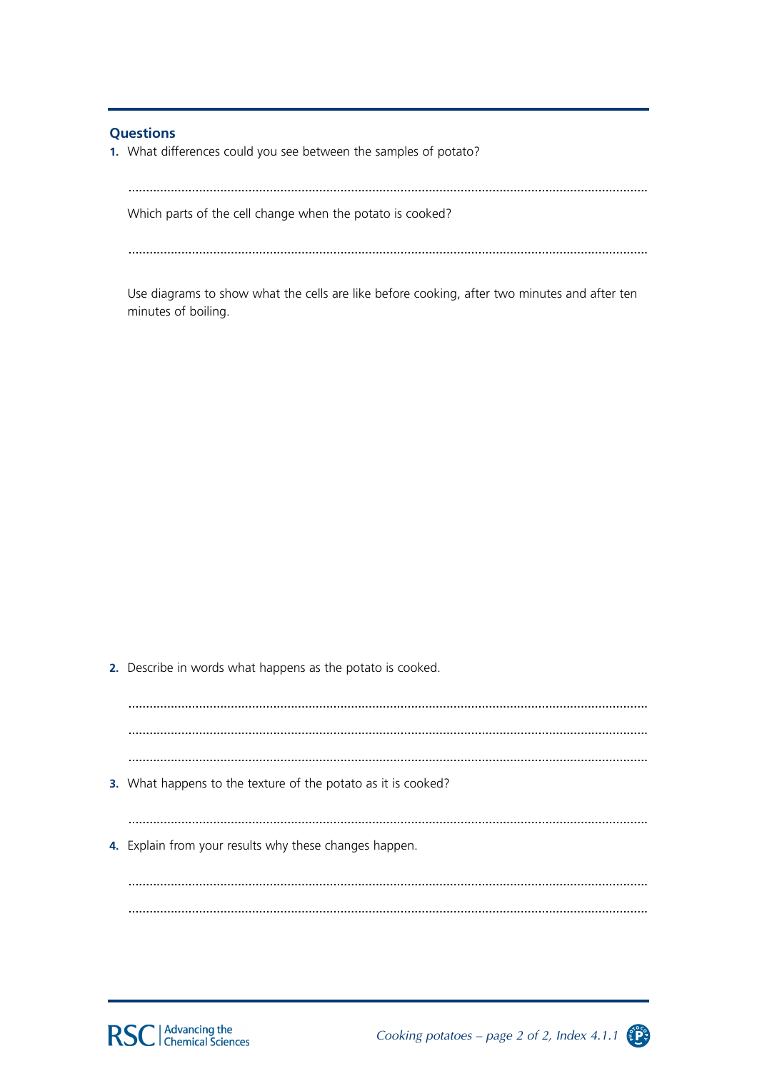## Questions

1. What differences could you see between the samples of potato?

 ..................................................................................................................................................

 Which parts of the cell change when the potato is cooked?

 ..................................................................................................................................................

 Use diagrams to show what the cells are like before cooking, after two minutes and after ten minutes of boiling.

2. Describe in words what happens as the potato is cooked.

 ..................................................................................................................................................

 ..................................................................................................................................................

 ..................................................................................................................................................

3. What happens to the texture of the potato as it is cooked?

 ..................................................................................................................................................

4. Explain from your results why these changes happen.

 ..................................................................................................................................................

 ..................................................................................................................................................